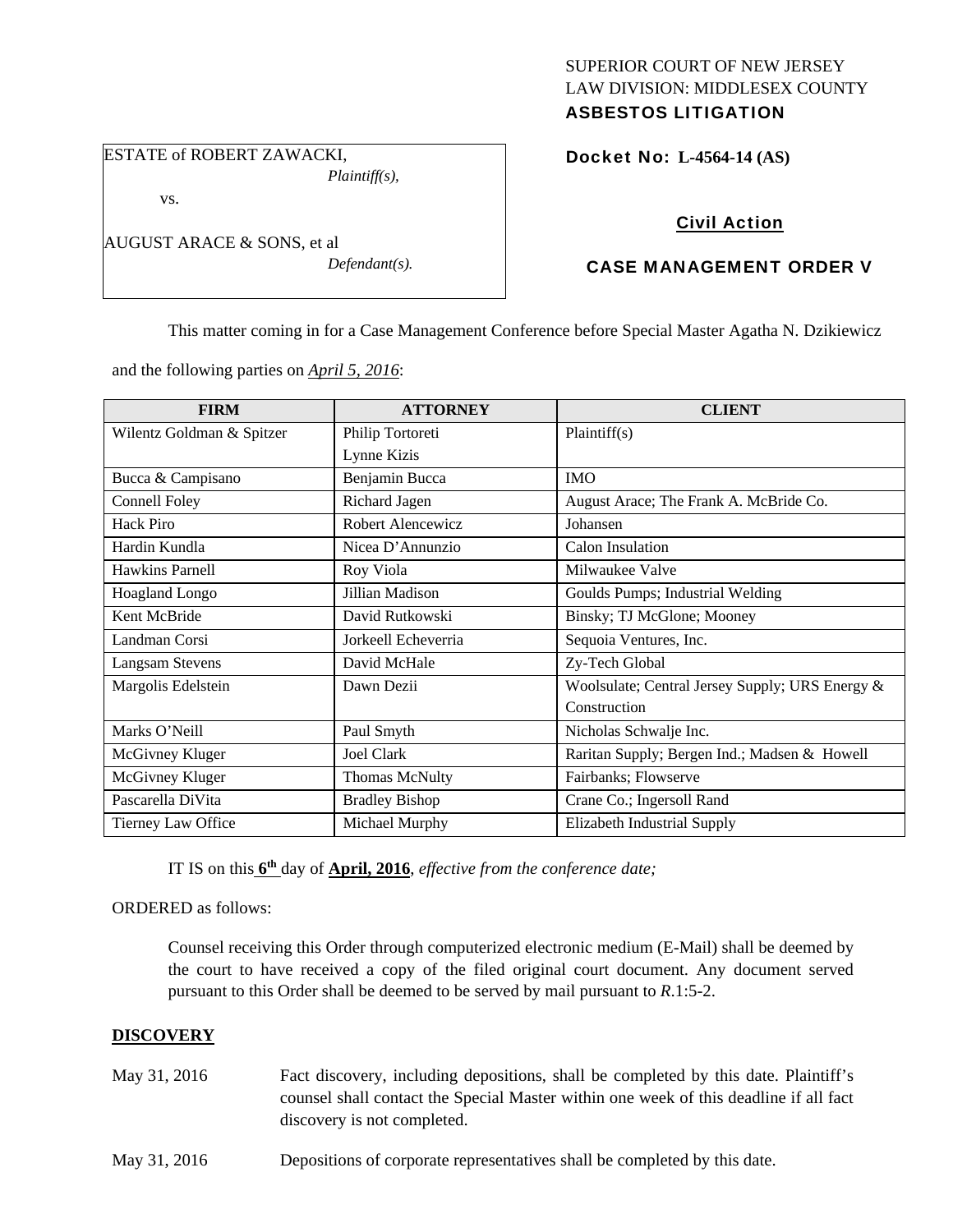SUPERIOR COURT OF NEW JERSEY
LAW DIVISION: MIDDLESEX COUNTY
**ASBESTOS LITIGATION**

ESTATE of ROBERT ZAWACKI,
*Plaintiff(s),*

vs.

AUGUST ARACE & SONS, et al
*Defendant(s).*

**Docket No: L-4564-14 (AS)**

**Civil Action**

**CASE MANAGEMENT ORDER V**

This matter coming in for a Case Management Conference before Special Master Agatha N. Dzikiewicz and the following parties on *April 5, 2016*:

| FIRM | ATTORNEY | CLIENT |
|---|---|---|
| Wilentz Goldman & Spitzer | Philip Tortoreti<br>Lynne Kizis | Plaintiff(s) |
| Bucca & Campisano | Benjamin Bucca | IMO |
| Connell Foley | Richard Jagen | August Arace; The Frank A. McBride Co. |
| Hack Piro | Robert Alencewicz | Johansen |
| Hardin Kundla | Nicea D'Annunzio | Calon Insulation |
| Hawkins Parnell | Roy Viola | Milwaukee Valve |
| Hoagland Longo | Jillian Madison | Goulds Pumps; Industrial Welding |
| Kent McBride | David Rutkowski | Binsky; TJ McGlone; Mooney |
| Landman Corsi | Jorkeell Echeverria | Sequoia Ventures, Inc. |
| Langsam Stevens | David McHale | Zy-Tech Global |
| Margolis Edelstein | Dawn Dezii | Woolsulate; Central Jersey Supply; URS Energy & Construction |
| Marks O'Neill | Paul Smyth | Nicholas Schwalje Inc. |
| McGivney Kluger | Joel Clark | Raritan Supply; Bergen Ind.; Madsen & Howell |
| McGivney Kluger | Thomas McNulty | Fairbanks; Flowserve |
| Pascarella DiVita | Bradley Bishop | Crane Co.; Ingersoll Rand |
| Tierney Law Office | Michael Murphy | Elizabeth Industrial Supply |

IT IS on this **6th** day of **April, 2016**, *effective from the conference date;*

ORDERED as follows:

Counsel receiving this Order through computerized electronic medium (E-Mail) shall be deemed by the court to have received a copy of the filed original court document. Any document served pursuant to this Order shall be deemed to be served by mail pursuant to *R*.1:5-2.

**DISCOVERY**

May 31, 2016 Fact discovery, including depositions, shall be completed by this date. Plaintiff's counsel shall contact the Special Master within one week of this deadline if all fact discovery is not completed.

May 31, 2016 Depositions of corporate representatives shall be completed by this date.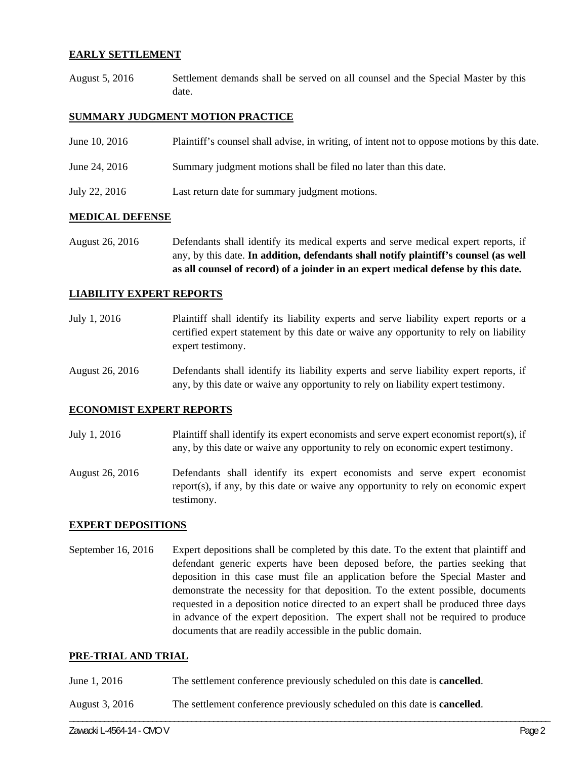**EARLY SETTLEMENT**

August 5, 2016 Settlement demands shall be served on all counsel and the Special Master by this date.

**SUMMARY JUDGMENT MOTION PRACTICE**

June 10, 2016 Plaintiff's counsel shall advise, in writing, of intent not to oppose motions by this date.

June 24, 2016 Summary judgment motions shall be filed no later than this date.

July 22, 2016 Last return date for summary judgment motions.

**MEDICAL DEFENSE**

August 26, 2016 Defendants shall identify its medical experts and serve medical expert reports, if any, by this date. **In addition, defendants shall notify plaintiff's counsel (as well as all counsel of record) of a joinder in an expert medical defense by this date.**

**LIABILITY EXPERT REPORTS**

July 1, 2016 Plaintiff shall identify its liability experts and serve liability expert reports or a certified expert statement by this date or waive any opportunity to rely on liability expert testimony.

August 26, 2016 Defendants shall identify its liability experts and serve liability expert reports, if any, by this date or waive any opportunity to rely on liability expert testimony.

**ECONOMIST EXPERT REPORTS**

July 1, 2016 Plaintiff shall identify its expert economists and serve expert economist report(s), if any, by this date or waive any opportunity to rely on economic expert testimony.

August 26, 2016 Defendants shall identify its expert economists and serve expert economist report(s), if any, by this date or waive any opportunity to rely on economic expert testimony.

**EXPERT DEPOSITIONS**

September 16, 2016 Expert depositions shall be completed by this date. To the extent that plaintiff and defendant generic experts have been deposed before, the parties seeking that deposition in this case must file an application before the Special Master and demonstrate the necessity for that deposition. To the extent possible, documents requested in a deposition notice directed to an expert shall be produced three days in advance of the expert deposition. The expert shall not be required to produce documents that are readily accessible in the public domain.

**PRE-TRIAL AND TRIAL**

June 1, 2016 The settlement conference previously scheduled on this date is **cancelled**.

August 3, 2016 The settlement conference previously scheduled on this date is **cancelled**.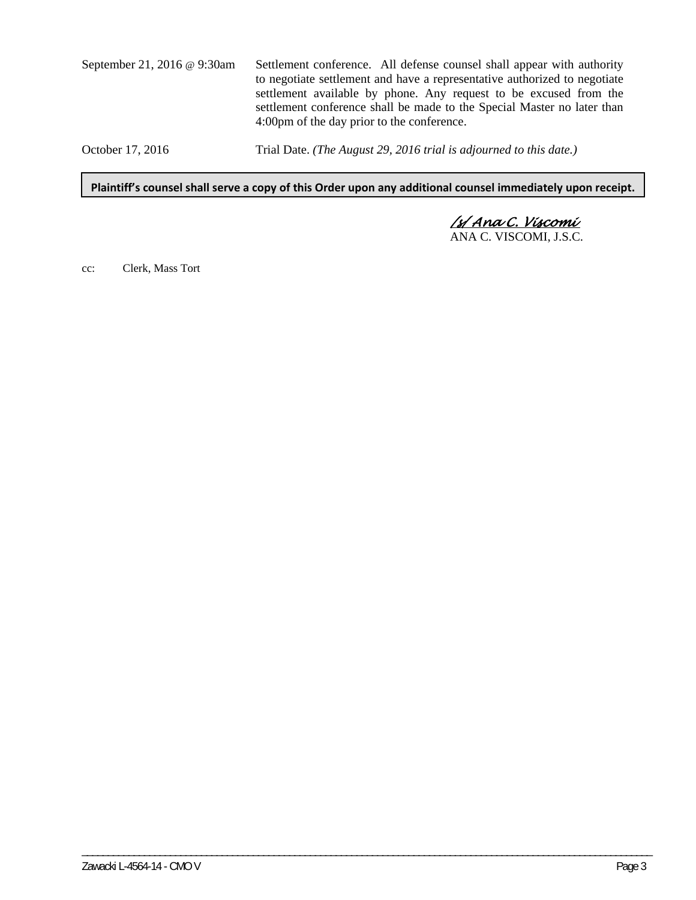| | |
|---|---|
| September 21, 2016 @ 9:30am | Settlement conference. All defense counsel shall appear with authority to negotiate settlement and have a representative authorized to negotiate settlement available by phone. Any request to be excused from the settlement conference shall be made to the Special Master no later than 4:00pm of the day prior to the conference. |
| October 17, 2016 | Trial Date. *(The August 29, 2016 trial is adjourned to this date.)* |

**Plaintiff's counsel shall serve a copy of this Order upon any additional counsel immediately upon receipt.**

*/s/ Ana C. Viscomi*
ANA C. VISCOMI, J.S.C.

cc: Clerk, Mass Tort